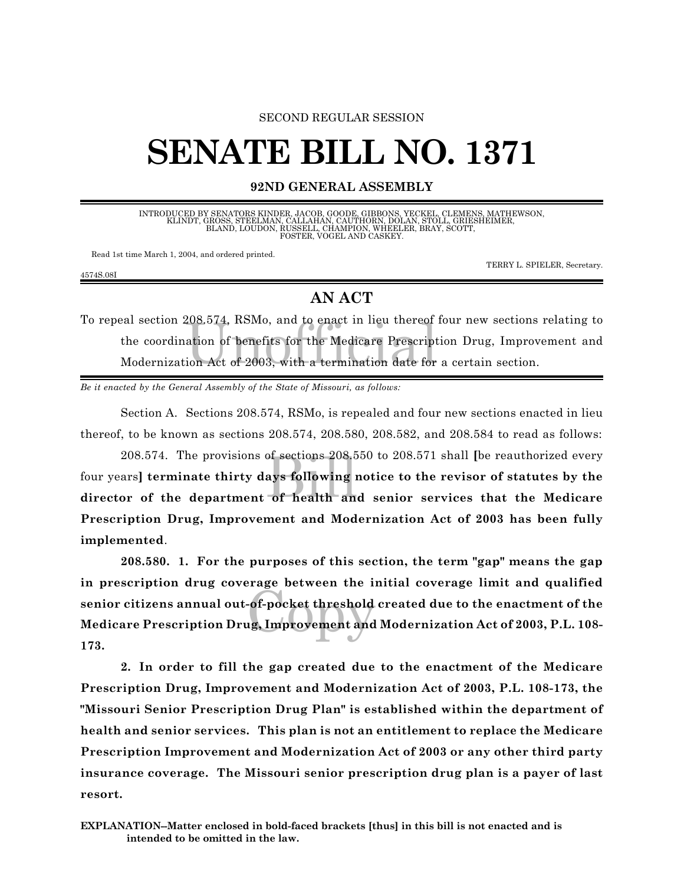SECOND REGULAR SESSION

# SENATE BILL NO. 1371

**92ND GENERAL ASSEMBLY**

INTRODUCED BY SENATORS KINDER, JACOB, GOODE, GIBBONS, YECKEL, CLEMENS, MATHEWSON, KLINDT, GROSS, STEELMAN, CALLAHAN, CAUTHORN, DOLAN, STOLL, GRIESHEIMER, BLAND, LOUDON, RUSSELL, CHAMPION, WHEELER, BRAY, SCOTT, FOSTER, VOGEL AND CASKEY.

Read 1st time March 1, 2004, and ordered printed.

TERRY L. SPIELER, Secretary.

4574S.08I

## AN ACT

To repeal section 208.574, RSMo, and to enact in lieu thereof four new sections relating to the coordination of benefits for the Medicare Prescription Drug, Improvement and Modernization Act of 2003, with a termination date for a certain section.

*Be it enacted by the General Assembly of the State of Missouri, as follows:*

Section A. Sections 208.574, RSMo, is repealed and four new sections enacted in lieu thereof, to be known as sections 208.574, 208.580, 208.582, and 208.584 to read as follows:

208.574. The provisions of sections 208.550 to 208.571 shall **[**be reauthorized every four years**]** **terminate thirty days following notice to the revisor of statutes by the director of the department of health and senior services that the Medicare Prescription Drug, Improvement and Modernization Act of 2003 has been fully implemented**.

**208.580. 1. For the purposes of this section, the term "gap" means the gap in prescription drug coverage between the initial coverage limit and qualified senior citizens annual out-of-pocket threshold created due to the enactment of the Medicare Prescription Drug, Improvement and Modernization Act of 2003, P.L. 108-173.**

**2. In order to fill the gap created due to the enactment of the Medicare Prescription Drug, Improvement and Modernization Act of 2003, P.L. 108-173, the "Missouri Senior Prescription Drug Plan" is established within the department of health and senior services. This plan is not an entitlement to replace the Medicare Prescription Improvement and Modernization Act of 2003 or any other third party insurance coverage. The Missouri senior prescription drug plan is a payer of last resort.**

**EXPLANATION--Matter enclosed in bold-faced brackets [thus] in this bill is not enacted and is intended to be omitted in the law.**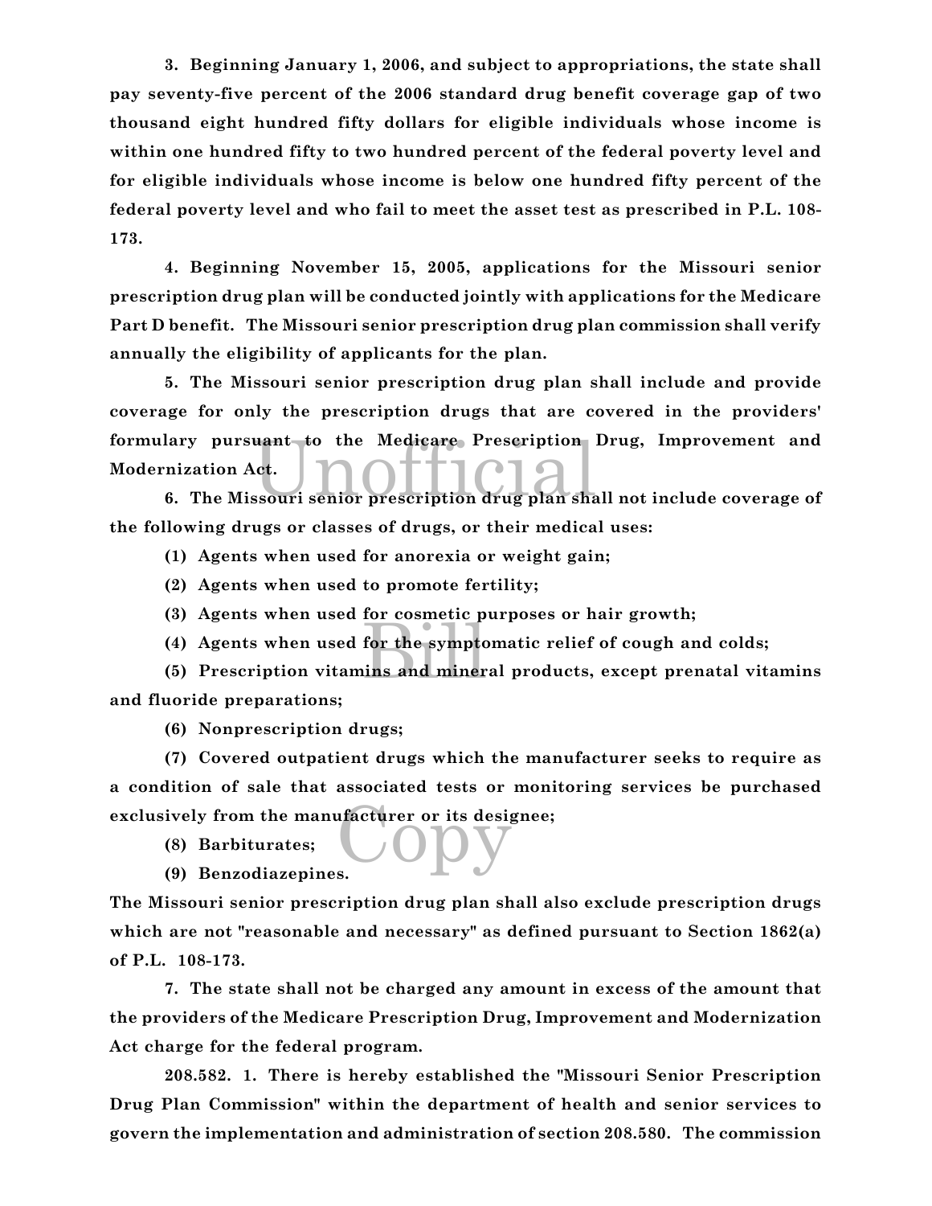**3. Beginning January 1, 2006, and subject to appropriations, the state shall pay seventy-five percent of the 2006 standard drug benefit coverage gap of two thousand eight hundred fifty dollars for eligible individuals whose income is within one hundred fifty to two hundred percent of the federal poverty level and for eligible individuals whose income is below one hundred fifty percent of the federal poverty level and who fail to meet the asset test as prescribed in P.L. 108-173.**

**4. Beginning November 15, 2005, applications for the Missouri senior prescription drug plan will be conducted jointly with applications for the Medicare Part D benefit. The Missouri senior prescription drug plan commission shall verify annually the eligibility of applicants for the plan.**

**5. The Missouri senior prescription drug plan shall include and provide coverage for only the prescription drugs that are covered in the providers' formulary pursuant to the Medicare Prescription Drug, Improvement and Modernization Act.**

**6. The Missouri senior prescription drug plan shall not include coverage of the following drugs or classes of drugs, or their medical uses:**

**(1) Agents when used for anorexia or weight gain;**

**(2) Agents when used to promote fertility;**

**(3) Agents when used for cosmetic purposes or hair growth;**

**(4) Agents when used for the symptomatic relief of cough and colds;**

**(5) Prescription vitamins and mineral products, except prenatal vitamins and fluoride preparations;**

**(6) Nonprescription drugs;**

**(7) Covered outpatient drugs which the manufacturer seeks to require as a condition of sale that associated tests or monitoring services be purchased exclusively from the manufacturer or its designee;**

**(8) Barbiturates;**

**(9) Benzodiazepines.**

**The Missouri senior prescription drug plan shall also exclude prescription drugs which are not "reasonable and necessary" as defined pursuant to Section 1862(a) of P.L. 108-173.**

**7. The state shall not be charged any amount in excess of the amount that the providers of the Medicare Prescription Drug, Improvement and Modernization Act charge for the federal program.**

**208.582. 1. There is hereby established the "Missouri Senior Prescription Drug Plan Commission" within the department of health and senior services to govern the implementation and administration of section 208.580. The commission**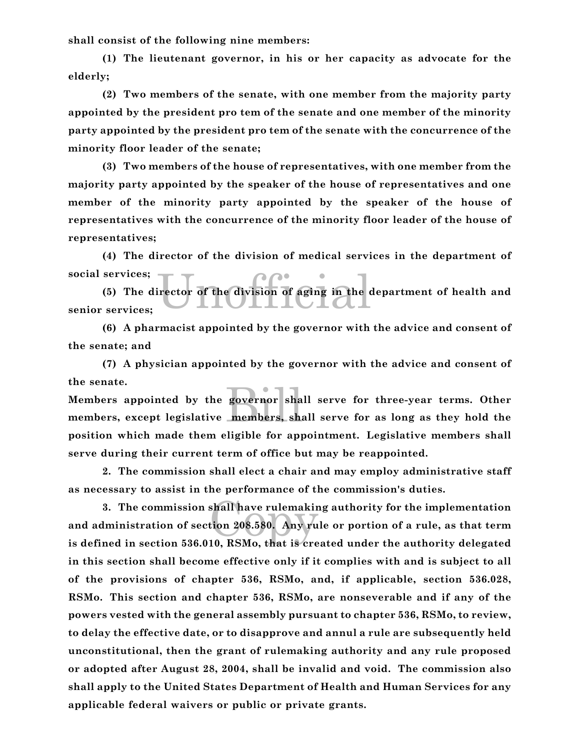**shall consist of the following nine members:**

**(1) The lieutenant governor, in his or her capacity as advocate for the elderly;**

**(2) Two members of the senate, with one member from the majority party appointed by the president pro tem of the senate and one member of the minority party appointed by the president pro tem of the senate with the concurrence of the minority floor leader of the senate;**

**(3) Two members of the house of representatives, with one member from the majority party appointed by the speaker of the house of representatives and one member of the minority party appointed by the speaker of the house of representatives with the concurrence of the minority floor leader of the house of representatives;**

**(4) The director of the division of medical services in the department of social services;**

**(5) The director of the division of aging in the department of health and senior services;**

**(6) A pharmacist appointed by the governor with the advice and consent of the senate; and**

**(7) A physician appointed by the governor with the advice and consent of the senate.**

**Members appointed by the governor shall serve for three-year terms. Other members, except legislative members, shall serve for as long as they hold the position which made them eligible for appointment. Legislative members shall serve during their current term of office but may be reappointed.**

**2. The commission shall elect a chair and may employ administrative staff as necessary to assist in the performance of the commission's duties.**

**3. The commission shall have rulemaking authority for the implementation and administration of section 208.580. Any rule or portion of a rule, as that term is defined in section 536.010, RSMo, that is created under the authority delegated in this section shall become effective only if it complies with and is subject to all of the provisions of chapter 536, RSMo, and, if applicable, section 536.028, RSMo. This section and chapter 536, RSMo, are nonseverable and if any of the powers vested with the general assembly pursuant to chapter 536, RSMo, to review, to delay the effective date, or to disapprove and annul a rule are subsequently held unconstitutional, then the grant of rulemaking authority and any rule proposed or adopted after August 28, 2004, shall be invalid and void. The commission also shall apply to the United States Department of Health and Human Services for any applicable federal waivers or public or private grants.**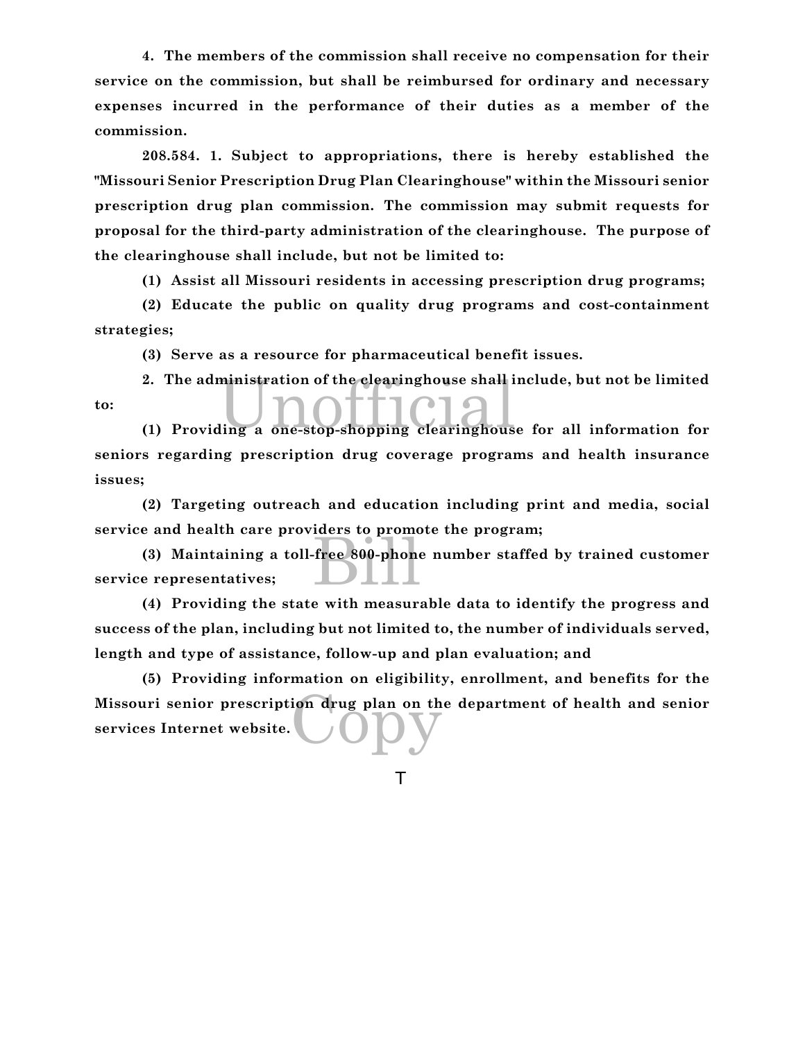**4. The members of the commission shall receive no compensation for their service on the commission, but shall be reimbursed for ordinary and necessary expenses incurred in the performance of their duties as a member of the commission.**

**208.584. 1. Subject to appropriations, there is hereby established the "Missouri Senior Prescription Drug Plan Clearinghouse" within the Missouri senior prescription drug plan commission. The commission may submit requests for proposal for the third-party administration of the clearinghouse. The purpose of the clearinghouse shall include, but not be limited to:**

**(1) Assist all Missouri residents in accessing prescription drug programs;**

**(2) Educate the public on quality drug programs and cost-containment strategies;**

**(3) Serve as a resource for pharmaceutical benefit issues.**

**2. The administration of the clearinghouse shall include, but not be limited to:**

**(1) Providing a one-stop-shopping clearinghouse for all information for seniors regarding prescription drug coverage programs and health insurance issues;**

**(2) Targeting outreach and education including print and media, social service and health care providers to promote the program;**

**(3) Maintaining a toll-free 800-phone number staffed by trained customer service representatives;**

**(4) Providing the state with measurable data to identify the progress and success of the plan, including but not limited to, the number of individuals served, length and type of assistance, follow-up and plan evaluation; and**

**(5) Providing information on eligibility, enrollment, and benefits for the Missouri senior prescription drug plan on the department of health and senior services Internet website.**

T